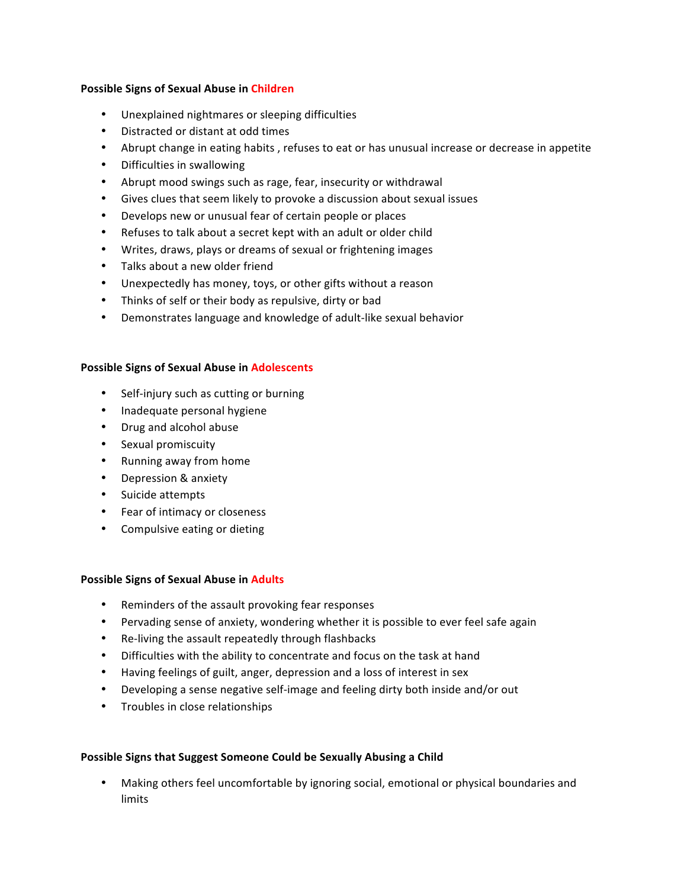**Possible Signs of Sexual Abuse in Children**

- Unexplained nightmares or sleeping difficulties
- Distracted or distant at odd times
- Abrupt change in eating habits , refuses to eat or has unusual increase or decrease in appetite
- Difficulties in swallowing
- Abrupt mood swings such as rage, fear, insecurity or withdrawal
- Gives clues that seem likely to provoke a discussion about sexual issues
- Develops new or unusual fear of certain people or places
- Refuses to talk about a secret kept with an adult or older child
- Writes, draws, plays or dreams of sexual or frightening images
- Talks about a new older friend
- Unexpectedly has money, toys, or other gifts without a reason
- Thinks of self or their body as repulsive, dirty or bad
- Demonstrates language and knowledge of adult-like sexual behavior

**Possible Signs of Sexual Abuse in Adolescents**

- Self-injury such as cutting or burning
- Inadequate personal hygiene
- Drug and alcohol abuse
- Sexual promiscuity
- Running away from home
- Depression & anxiety
- Suicide attempts
- Fear of intimacy or closeness
- Compulsive eating or dieting

**Possible Signs of Sexual Abuse in Adults**

- Reminders of the assault provoking fear responses
- Pervading sense of anxiety, wondering whether it is possible to ever feel safe again
- Re-living the assault repeatedly through flashbacks
- Difficulties with the ability to concentrate and focus on the task at hand
- Having feelings of guilt, anger, depression and a loss of interest in sex
- Developing a sense negative self-image and feeling dirty both inside and/or out
- Troubles in close relationships

**Possible Signs that Suggest Someone Could be Sexually Abusing a Child**

- Making others feel uncomfortable by ignoring social, emotional or physical boundaries and limits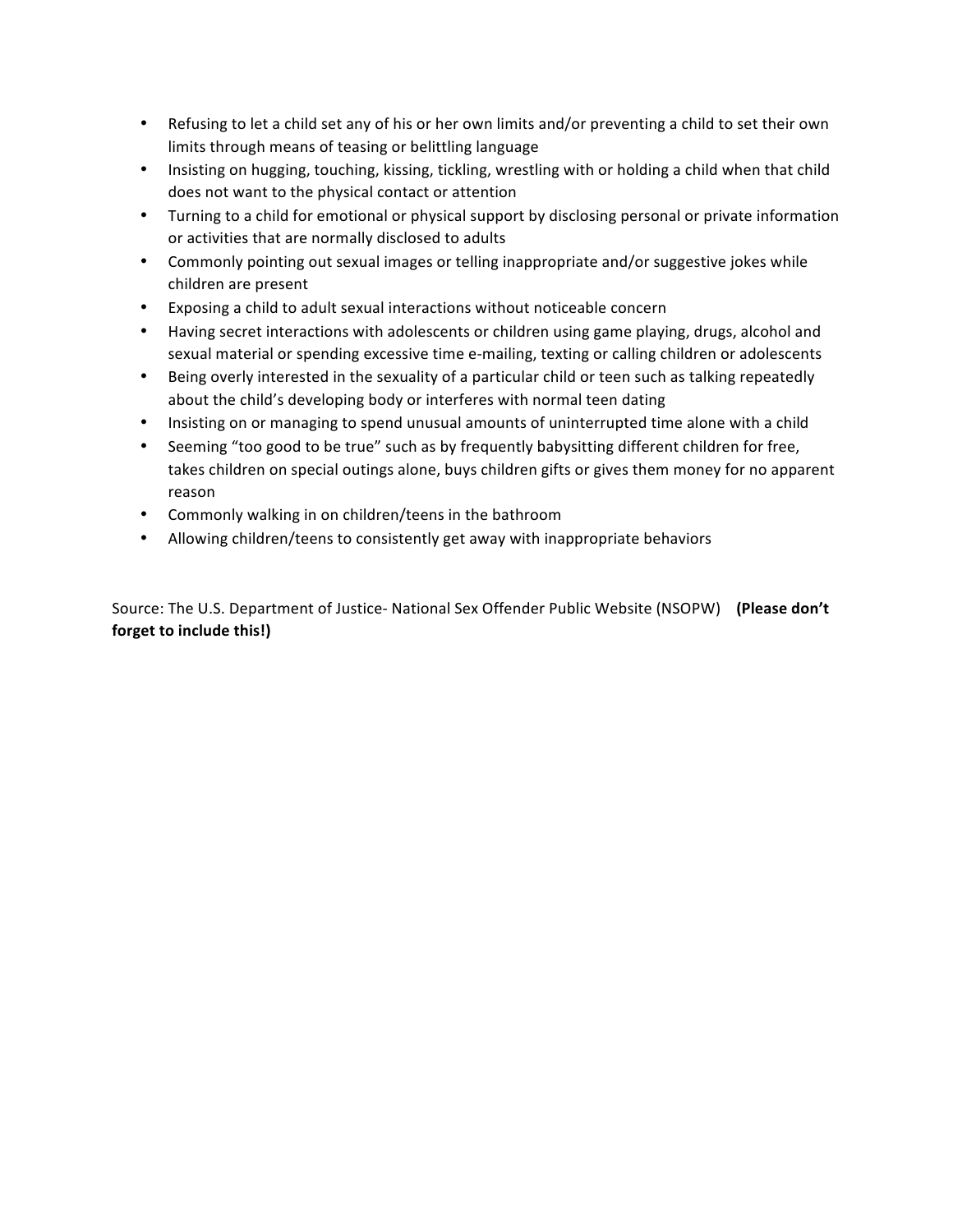- Refusing to let a child set any of his or her own limits and/or preventing a child to set their own limits through means of teasing or belittling language
- Insisting on hugging, touching, kissing, tickling, wrestling with or holding a child when that child does not want to the physical contact or attention
- Turning to a child for emotional or physical support by disclosing personal or private information or activities that are normally disclosed to adults
- Commonly pointing out sexual images or telling inappropriate and/or suggestive jokes while children are present
- Exposing a child to adult sexual interactions without noticeable concern
- Having secret interactions with adolescents or children using game playing, drugs, alcohol and sexual material or spending excessive time e-mailing, texting or calling children or adolescents
- Being overly interested in the sexuality of a particular child or teen such as talking repeatedly about the child's developing body or interferes with normal teen dating
- Insisting on or managing to spend unusual amounts of uninterrupted time alone with a child
- Seeming "too good to be true" such as by frequently babysitting different children for free, takes children on special outings alone, buys children gifts or gives them money for no apparent reason
- Commonly walking in on children/teens in the bathroom
- Allowing children/teens to consistently get away with inappropriate behaviors

Source: The U.S. Department of Justice- National Sex Offender Public Website (NSOPW) **(Please don't forget to include this!)**